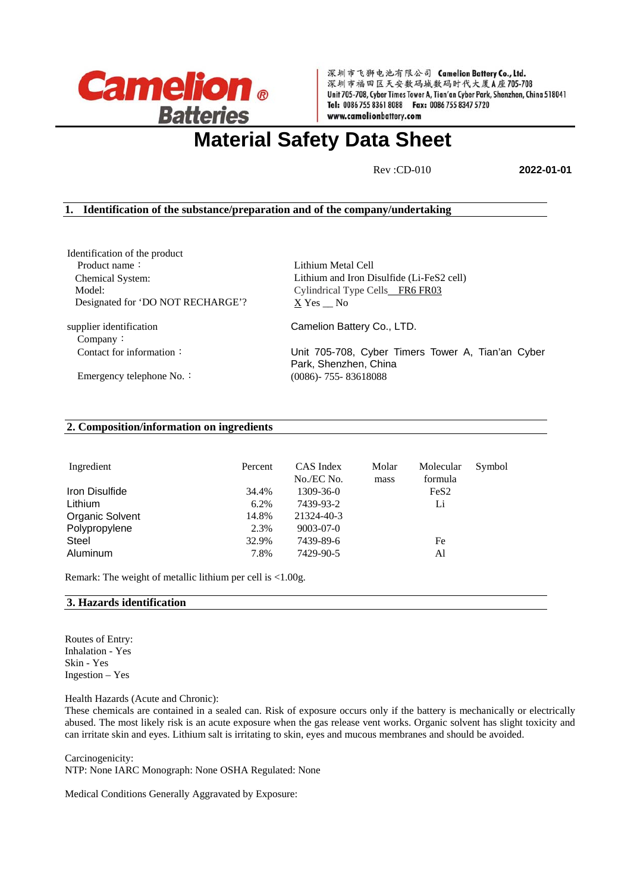Camelion® Batteries

深圳市飞狮电池有限公司 Camelion Battery Co., Ltd.
深圳市福田区天安数码城数码时代大厦A座705-708
Unit 705-708, Cyber Times Tower A, Tian'an Cyber Park, Shenzhen, China 518041
Tel: 0086 755 8361 8088 Fax: 0086 755 8347 5720
www.camelionbattery.com

# Material Safety Data Sheet

Rev :CD-010 **2022-01-01**

## 1. Identification of the substance/preparation and of the company/undertaking

Identification of the product

| | |
|---|---|
| Product name： | Lithium Metal Cell |
| Chemical System: | Lithium and Iron Disulfide (Li-FeS2 cell) |
| Model: | Cylindrical Type Cells FR6 FR03 |
| Designated for 'DO NOT RECHARGE'? | X Yes __ No |

supplier identification

| | |
|---|---|
| Company： | Camelion Battery Co., LTD. |
| Contact for information： | Unit 705-708, Cyber Timers Tower A, Tian'an Cyber Park, Shenzhen, China |
| Emergency telephone No.： | (0086)- 755- 83618088 |

## 2. Composition/information on ingredients

| Ingredient | Percent | CAS Index No./EC No. | Molar mass | Molecular formula | Symbol |
|---|---|---|---|---|---|
| Iron Disulfide | 34.4% | 1309-36-0 | | $FeS_2$ | |
| Lithium | 6.2% | 7439-93-2 | | Li | |
| Organic Solvent | 14.8% | 21324-40-3 | | | |
| Polypropylene | 2.3% | 9003-07-0 | | | |
| Steel | 32.9% | 7439-89-6 | | Fe | |
| Aluminum | 7.8% | 7429-90-5 | | Al | |

Remark: The weight of metallic lithium per cell is <1.00g.

## 3. Hazards identification

Routes of Entry:
Inhalation - Yes
Skin - Yes
Ingestion – Yes

Health Hazards (Acute and Chronic):
These chemicals are contained in a sealed can. Risk of exposure occurs only if the battery is mechanically or electrically abused. The most likely risk is an acute exposure when the gas release vent works. Organic solvent has slight toxicity and can irritate skin and eyes. Lithium salt is irritating to skin, eyes and mucous membranes and should be avoided.

Carcinogenicity:
NTP: None IARC Monograph: None OSHA Regulated: None

Medical Conditions Generally Aggravated by Exposure: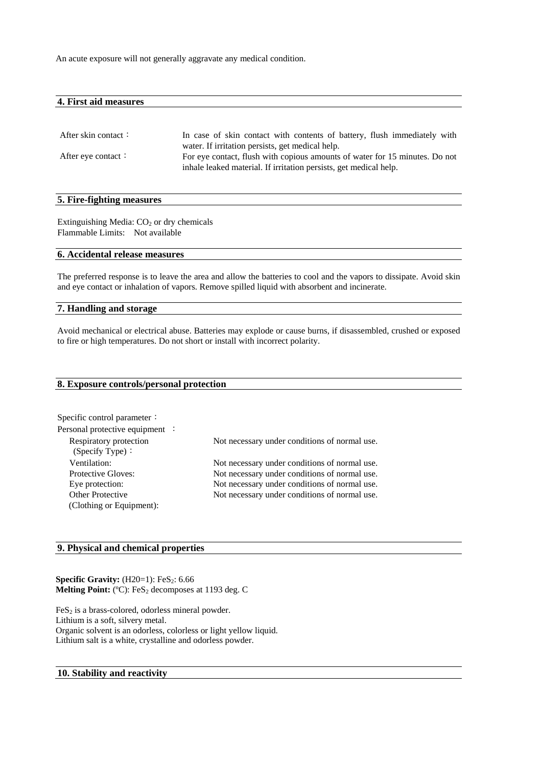An acute exposure will not generally aggravate any medical condition.

## 4. First aid measures

| | |
|---|---|
| After skin contact： | In case of skin contact with contents of battery, flush immediately with water. If irritation persists, get medical help. |
| After eye contact： | For eye contact, flush with copious amounts of water for 15 minutes. Do not inhale leaked material. If irritation persists, get medical help. |

## 5. Fire-fighting measures

Extinguishing Media: $CO_2$ or dry chemicals
Flammable Limits: Not available

## 6. Accidental release measures

The preferred response is to leave the area and allow the batteries to cool and the vapors to dissipate. Avoid skin and eye contact or inhalation of vapors. Remove spilled liquid with absorbent and incinerate.

## 7. Handling and storage

Avoid mechanical or electrical abuse. Batteries may explode or cause burns, if disassembled, crushed or exposed to fire or high temperatures. Do not short or install with incorrect polarity.

## 8. Exposure controls/personal protection

Specific control parameter：
Personal protective equipment ：

| | |
|---|---|
| Respiratory protection (Specify Type)： | Not necessary under conditions of normal use. |
| Ventilation: | Not necessary under conditions of normal use. |
| Protective Gloves: | Not necessary under conditions of normal use. |
| Eye protection: | Not necessary under conditions of normal use. |
| Other Protective (Clothing or Equipment): | Not necessary under conditions of normal use. |

## 9. Physical and chemical properties

**Specific Gravity:** (H20=1): $FeS_2$: 6.66
**Melting Point:** (ºC): $FeS_2$ decomposes at 1193 deg. C

$FeS_2$ is a brass-colored, odorless mineral powder.
Lithium is a soft, silvery metal.
Organic solvent is an odorless, colorless or light yellow liquid.
Lithium salt is a white, crystalline and odorless powder.

## 10. Stability and reactivity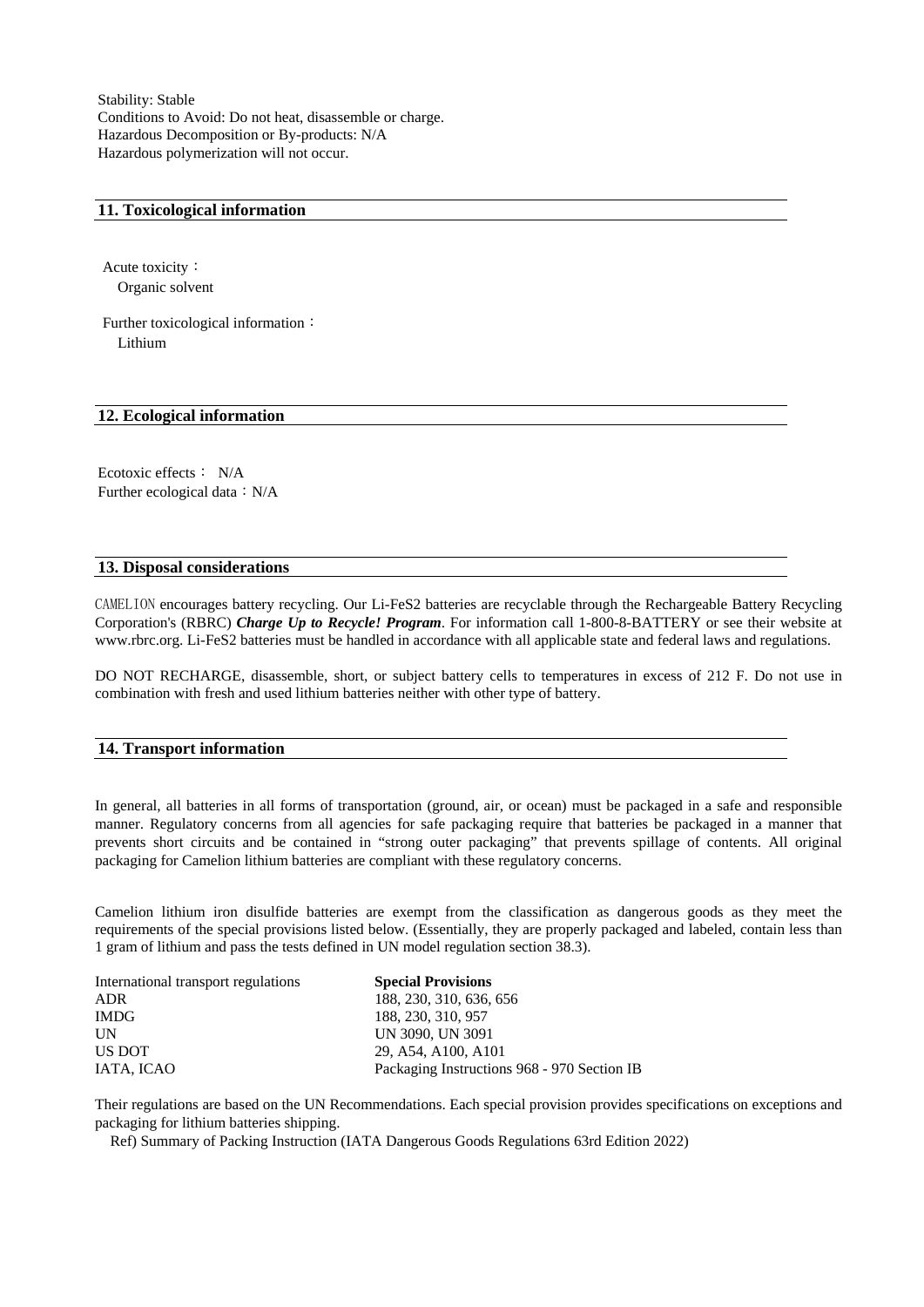Stability: Stable
Conditions to Avoid: Do not heat, disassemble or charge.
Hazardous Decomposition or By-products: N/A
Hazardous polymerization will not occur.

## 11. Toxicological information

Acute toxicity：
Organic solvent

Further toxicological information：
Lithium

## 12. Ecological information

Ecotoxic effects： N/A
Further ecological data：N/A

## 13. Disposal considerations

CAMELION encourages battery recycling. Our Li-FeS2 batteries are recyclable through the Rechargeable Battery Recycling Corporation's (RBRC) ***Charge Up to Recycle! Program***. For information call 1-800-8-BATTERY or see their website at www.rbrc.org. Li-FeS2 batteries must be handled in accordance with all applicable state and federal laws and regulations.

DO NOT RECHARGE, disassemble, short, or subject battery cells to temperatures in excess of 212 F. Do not use in combination with fresh and used lithium batteries neither with other type of battery.

## 14. Transport information

In general, all batteries in all forms of transportation (ground, air, or ocean) must be packaged in a safe and responsible manner. Regulatory concerns from all agencies for safe packaging require that batteries be packaged in a manner that prevents short circuits and be contained in "strong outer packaging" that prevents spillage of contents. All original packaging for Camelion lithium batteries are compliant with these regulatory concerns.

Camelion lithium iron disulfide batteries are exempt from the classification as dangerous goods as they meet the requirements of the special provisions listed below. (Essentially, they are properly packaged and labeled, contain less than 1 gram of lithium and pass the tests defined in UN model regulation section 38.3).

| International transport regulations | **Special Provisions** |
|---|---|
| ADR | 188, 230, 310, 636, 656 |
| IMDG | 188, 230, 310, 957 |
| UN | UN 3090, UN 3091 |
| US DOT | 29, A54, A100, A101 |
| IATA, ICAO | Packaging Instructions 968 - 970 Section IB |

Their regulations are based on the UN Recommendations. Each special provision provides specifications on exceptions and packaging for lithium batteries shipping.

Ref) Summary of Packing Instruction (IATA Dangerous Goods Regulations 63rd Edition 2022)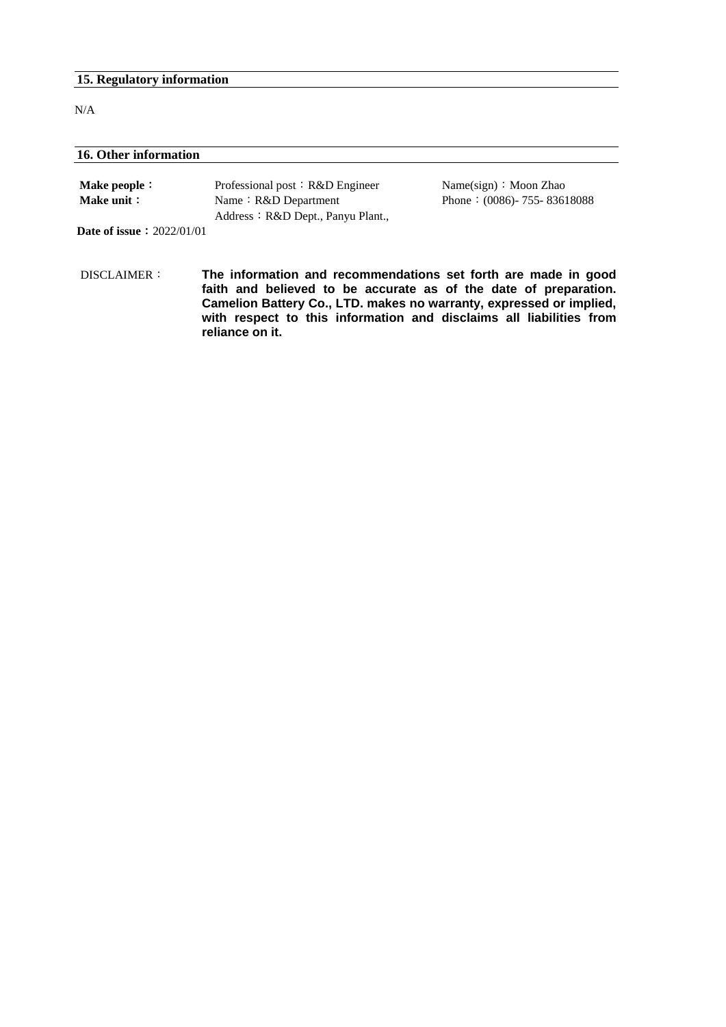## 15. Regulatory information

N/A

## 16. Other information

| | | |
|---|---|---|
| **Make people：** | Professional post：R&D Engineer | Name(sign)：Moon Zhao |
| **Make unit：** | Name：R&D Department | Phone：(0086)- 755- 83618088 |
| | Address：R&D Dept., Panyu Plant., | |

**Date of issue：**2022/01/01

DISCLAIMER： **The information and recommendations set forth are made in good faith and believed to be accurate as of the date of preparation. Camelion Battery Co., LTD. makes no warranty, expressed or implied, with respect to this information and disclaims all liabilities from reliance on it.**